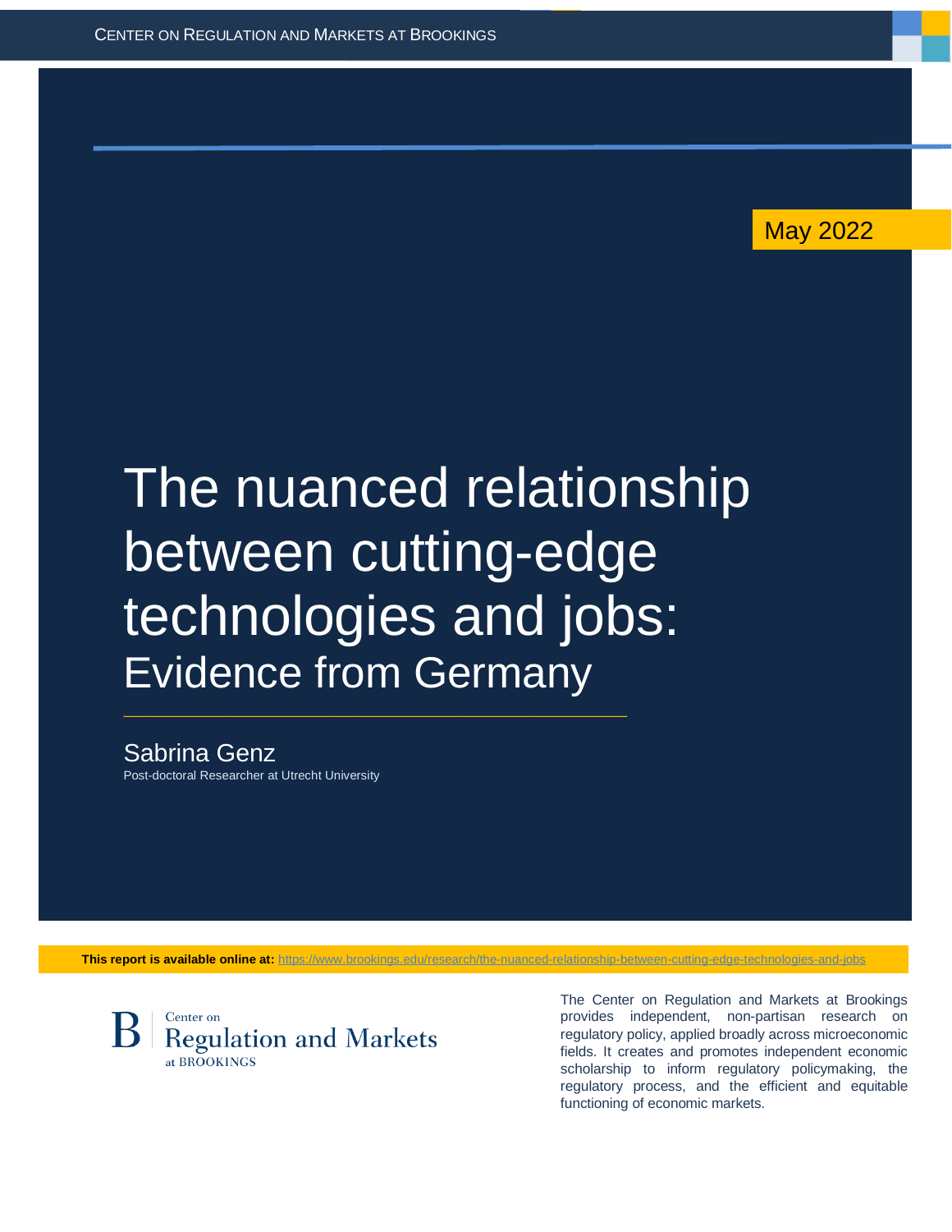May 2022

# The nuanced relationship between cutting-edge technologies and jobs: Evidence from Germany

Sabrina Genz
Post-doctoral Researcher at Utrecht University

**This report is available online at:** https://www.brookings.edu/research/the-nuanced-relationship-between-cutting-edge-technologies-and-jobs

Center on Regulation and Markets at BROOKINGS

The Center on Regulation and Markets at Brookings provides independent, non-partisan research on regulatory policy, applied broadly across microeconomic fields. It creates and promotes independent economic scholarship to inform regulatory policymaking, the regulatory process, and the efficient and equitable functioning of economic markets.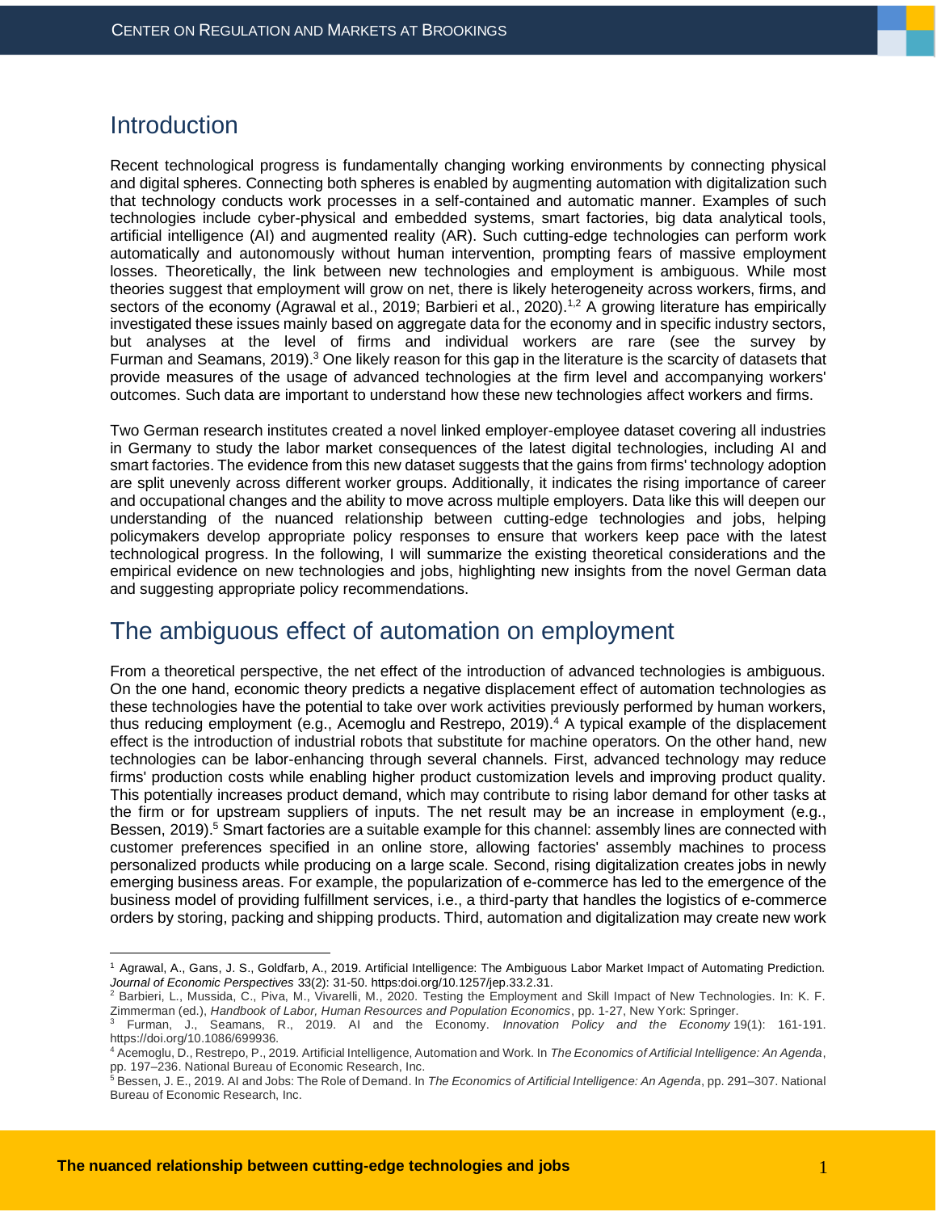## Introduction

Recent technological progress is fundamentally changing working environments by connecting physical and digital spheres. Connecting both spheres is enabled by augmenting automation with digitalization such that technology conducts work processes in a self-contained and automatic manner. Examples of such technologies include cyber-physical and embedded systems, smart factories, big data analytical tools, artificial intelligence (AI) and augmented reality (AR). Such cutting-edge technologies can perform work automatically and autonomously without human intervention, prompting fears of massive employment losses. Theoretically, the link between new technologies and employment is ambiguous. While most theories suggest that employment will grow on net, there is likely heterogeneity across workers, firms, and sectors of the economy (Agrawal et al., 2019; Barbieri et al., 2020).[1,2] A growing literature has empirically investigated these issues mainly based on aggregate data for the economy and in specific industry sectors, but analyses at the level of firms and individual workers are rare (see the survey by Furman and Seamans, 2019).[3] One likely reason for this gap in the literature is the scarcity of datasets that provide measures of the usage of advanced technologies at the firm level and accompanying workers' outcomes. Such data are important to understand how these new technologies affect workers and firms.

Two German research institutes created a novel linked employer-employee dataset covering all industries in Germany to study the labor market consequences of the latest digital technologies, including AI and smart factories. The evidence from this new dataset suggests that the gains from firms' technology adoption are split unevenly across different worker groups. Additionally, it indicates the rising importance of career and occupational changes and the ability to move across multiple employers. Data like this will deepen our understanding of the nuanced relationship between cutting-edge technologies and jobs, helping policymakers develop appropriate policy responses to ensure that workers keep pace with the latest technological progress. In the following, I will summarize the existing theoretical considerations and the empirical evidence on new technologies and jobs, highlighting new insights from the novel German data and suggesting appropriate policy recommendations.

## The ambiguous effect of automation on employment

From a theoretical perspective, the net effect of the introduction of advanced technologies is ambiguous. On the one hand, economic theory predicts a negative displacement effect of automation technologies as these technologies have the potential to take over work activities previously performed by human workers, thus reducing employment (e.g., Acemoglu and Restrepo, 2019).[4] A typical example of the displacement effect is the introduction of industrial robots that substitute for machine operators. On the other hand, new technologies can be labor-enhancing through several channels. First, advanced technology may reduce firms' production costs while enabling higher product customization levels and improving product quality. This potentially increases product demand, which may contribute to rising labor demand for other tasks at the firm or for upstream suppliers of inputs. The net result may be an increase in employment (e.g., Bessen, 2019).[5] Smart factories are a suitable example for this channel: assembly lines are connected with customer preferences specified in an online store, allowing factories' assembly machines to process personalized products while producing on a large scale. Second, rising digitalization creates jobs in newly emerging business areas. For example, the popularization of e-commerce has led to the emergence of the business model of providing fulfillment services, i.e., a third-party that handles the logistics of e-commerce orders by storing, packing and shipping products. Third, automation and digitalization may create new work

[1] Agrawal, A., Gans, J. S., Goldfarb, A., 2019. Artificial Intelligence: The Ambiguous Labor Market Impact of Automating Prediction. *Journal of Economic Perspectives* 33(2): 31-50. https:doi.org/10.1257/jep.33.2.31.

[2] Barbieri, L., Mussida, C., Piva, M., Vivarelli, M., 2020. Testing the Employment and Skill Impact of New Technologies. In: K. F. Zimmerman (ed.), *Handbook of Labor, Human Resources and Population Economics*, pp. 1-27, New York: Springer.

[3] Furman, J., Seamans, R., 2019. AI and the Economy. *Innovation Policy and the Economy* 19(1): 161-191. https://doi.org/10.1086/699936.

[4] Acemoglu, D., Restrepo, P., 2019. Artificial Intelligence, Automation and Work. In *The Economics of Artificial Intelligence: An Agenda*, pp. 197–236. National Bureau of Economic Research, Inc.

[5] Bessen, J. E., 2019. AI and Jobs: The Role of Demand. In *The Economics of Artificial Intelligence: An Agenda*, pp. 291–307. National Bureau of Economic Research, Inc.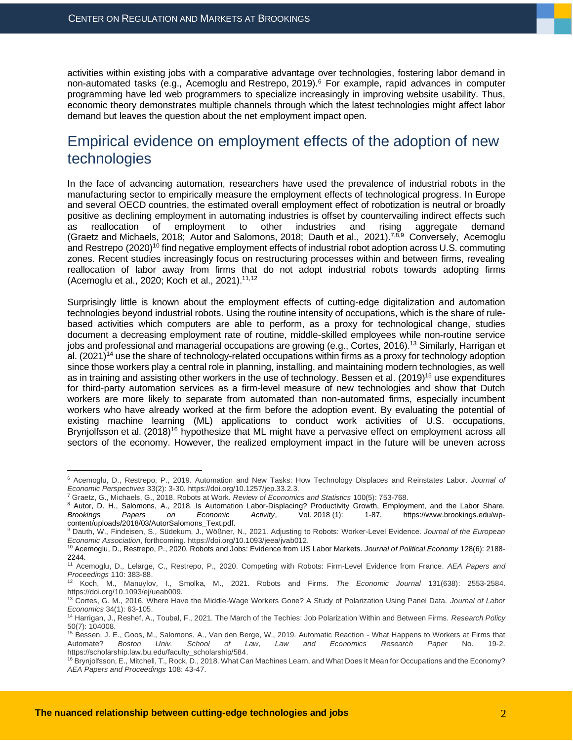activities within existing jobs with a comparative advantage over technologies, fostering labor demand in non-automated tasks (e.g., Acemoglu and Restrepo, 2019).[6] For example, rapid advances in computer programming have led web programmers to specialize increasingly in improving website usability. Thus, economic theory demonstrates multiple channels through which the latest technologies might affect labor demand but leaves the question about the net employment impact open.

## Empirical evidence on employment effects of the adoption of new technologies

In the face of advancing automation, researchers have used the prevalence of industrial robots in the manufacturing sector to empirically measure the employment effects of technological progress. In Europe and several OECD countries, the estimated overall employment effect of robotization is neutral or broadly positive as declining employment in automating industries is offset by countervailing indirect effects such as reallocation of employment to other industries and rising aggregate demand (Graetz and Michaels, 2018; Autor and Salomons, 2018; Dauth et al., 2021).[7,8,9] Conversely, Acemoglu and Restrepo (2020)[10] find negative employment effects of industrial robot adoption across U.S. commuting zones. Recent studies increasingly focus on restructuring processes within and between firms, revealing reallocation of labor away from firms that do not adopt industrial robots towards adopting firms (Acemoglu et al., 2020; Koch et al., 2021).[11,12]

Surprisingly little is known about the employment effects of cutting-edge digitalization and automation technologies beyond industrial robots. Using the routine intensity of occupations, which is the share of rule-based activities which computers are able to perform, as a proxy for technological change, studies document a decreasing employment rate of routine, middle-skilled employees while non-routine service jobs and professional and managerial occupations are growing (e.g., Cortes, 2016).[13] Similarly, Harrigan et al. (2021)[14] use the share of technology-related occupations within firms as a proxy for technology adoption since those workers play a central role in planning, installing, and maintaining modern technologies, as well as in training and assisting other workers in the use of technology. Bessen et al. (2019)[15] use expenditures for third-party automation services as a firm-level measure of new technologies and show that Dutch workers are more likely to separate from automated than non-automated firms, especially incumbent workers who have already worked at the firm before the adoption event. By evaluating the potential of existing machine learning (ML) applications to conduct work activities of U.S. occupations, Brynjolfsson et al. (2018)[16] hypothesize that ML might have a pervasive effect on employment across all sectors of the economy. However, the realized employment impact in the future will be uneven across

---

[6] Acemoglu, D., Restrepo, P., 2019. Automation and New Tasks: How Technology Displaces and Reinstates Labor. *Journal of Economic Perspectives* 33(2): 3-30. https://doi.org/10.1257/jep.33.2.3.

[7] Graetz, G., Michaels, G., 2018. Robots at Work. *Review of Economics and Statistics* 100(5): 753-768.

[8] Autor, D. H., Salomons, A., 2018. Is Automation Labor-Displacing? Productivity Growth, Employment, and the Labor Share. *Brookings Papers on Economic Activity*, Vol. 2018 (1): 1-87. https://www.brookings.edu/wp-content/uploads/2018/03/AutorSalomons_Text.pdf.

[9] Dauth, W., Findeisen, S., Südekum, J., Wößner, N., 2021. Adjusting to Robots: Worker-Level Evidence. *Journal of the European Economic Association*, forthcoming. https://doi.org/10.1093/jeea/jvab012.

[10] Acemoglu, D., Restrepo, P., 2020. Robots and Jobs: Evidence from US Labor Markets. *Journal of Political Economy* 128(6): 2188-2244.

[11] Acemoglu, D., Lelarge, C., Restrepo, P., 2020. Competing with Robots: Firm-Level Evidence from France. *AEA Papers and Proceedings* 110: 383-88.

[12] Koch, M., Manuylov, I., Smolka, M., 2021. Robots and Firms. *The Economic Journal* 131(638): 2553-2584. https://doi.org/10.1093/ej/ueab009.

[13] Cortes, G. M., 2016. Where Have the Middle-Wage Workers Gone? A Study of Polarization Using Panel Data. *Journal of Labor Economics* 34(1): 63-105.

[14] Harrigan, J., Reshef, A., Toubal, F., 2021. The March of the Techies: Job Polarization Within and Between Firms. *Research Policy* 50(7): 104008.

[15] Bessen, J. E., Goos, M., Salomons, A., Van den Berge, W., 2019. Automatic Reaction - What Happens to Workers at Firms that Automate? *Boston Univ. School of Law, Law and Economics Research Paper* No. 19-2. https://scholarship.law.bu.edu/faculty_scholarship/584.

[16] Brynjolfsson, E., Mitchell, T., Rock, D., 2018. What Can Machines Learn, and What Does It Mean for Occupations and the Economy? *AEA Papers and Proceedings* 108: 43-47.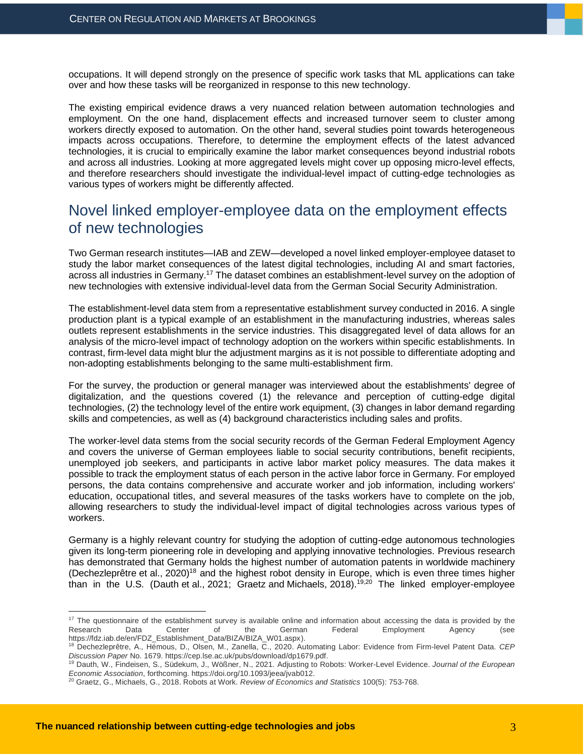occupations. It will depend strongly on the presence of specific work tasks that ML applications can take over and how these tasks will be reorganized in response to this new technology.

The existing empirical evidence draws a very nuanced relation between automation technologies and employment. On the one hand, displacement effects and increased turnover seem to cluster among workers directly exposed to automation. On the other hand, several studies point towards heterogeneous impacts across occupations. Therefore, to determine the employment effects of the latest advanced technologies, it is crucial to empirically examine the labor market consequences beyond industrial robots and across all industries. Looking at more aggregated levels might cover up opposing micro-level effects, and therefore researchers should investigate the individual-level impact of cutting-edge technologies as various types of workers might be differently affected.

## Novel linked employer-employee data on the employment effects of new technologies

Two German research institutes—IAB and ZEW—developed a novel linked employer-employee dataset to study the labor market consequences of the latest digital technologies, including AI and smart factories, across all industries in Germany.[17] The dataset combines an establishment-level survey on the adoption of new technologies with extensive individual-level data from the German Social Security Administration.

The establishment-level data stem from a representative establishment survey conducted in 2016. A single production plant is a typical example of an establishment in the manufacturing industries, whereas sales outlets represent establishments in the service industries. This disaggregated level of data allows for an analysis of the micro-level impact of technology adoption on the workers within specific establishments. In contrast, firm-level data might blur the adjustment margins as it is not possible to differentiate adopting and non-adopting establishments belonging to the same multi-establishment firm.

For the survey, the production or general manager was interviewed about the establishments' degree of digitalization, and the questions covered (1) the relevance and perception of cutting-edge digital technologies, (2) the technology level of the entire work equipment, (3) changes in labor demand regarding skills and competencies, as well as (4) background characteristics including sales and profits.

The worker-level data stems from the social security records of the German Federal Employment Agency and covers the universe of German employees liable to social security contributions, benefit recipients, unemployed job seekers, and participants in active labor market policy measures. The data makes it possible to track the employment status of each person in the active labor force in Germany. For employed persons, the data contains comprehensive and accurate worker and job information, including workers' education, occupational titles, and several measures of the tasks workers have to complete on the job, allowing researchers to study the individual-level impact of digital technologies across various types of workers.

Germany is a highly relevant country for studying the adoption of cutting-edge autonomous technologies given its long-term pioneering role in developing and applying innovative technologies. Previous research has demonstrated that Germany holds the highest number of automation patents in worldwide machinery (Dechezleprêtre et al., 2020)[18] and the highest robot density in Europe, which is even three times higher than in the U.S. (Dauth et al., 2021; Graetz and Michaels, 2018).[19,20] The linked employer-employee

---

[17] The questionnaire of the establishment survey is available online and information about accessing the data is provided by the Research Data Center of the German Federal Employment Agency (see https://fdz.iab.de/en/FDZ_Establishment_Data/BIZA/BIZA_W01.aspx).

[18] Dechezleprêtre, A., Hémous, D., Olsen, M., Zanella, C., 2020. Automating Labor: Evidence from Firm-level Patent Data. *CEP Discussion Paper* No. 1679. https://cep.lse.ac.uk/pubs/download/dp1679.pdf.

[19] Dauth, W., Findeisen, S., Südekum, J., Wößner, N., 2021. Adjusting to Robots: Worker-Level Evidence. *Journal of the European Economic Association*, forthcoming. https://doi.org/10.1093/jeea/jvab012.

[20] Graetz, G., Michaels, G., 2018. Robots at Work. *Review of Economics and Statistics* 100(5): 753-768.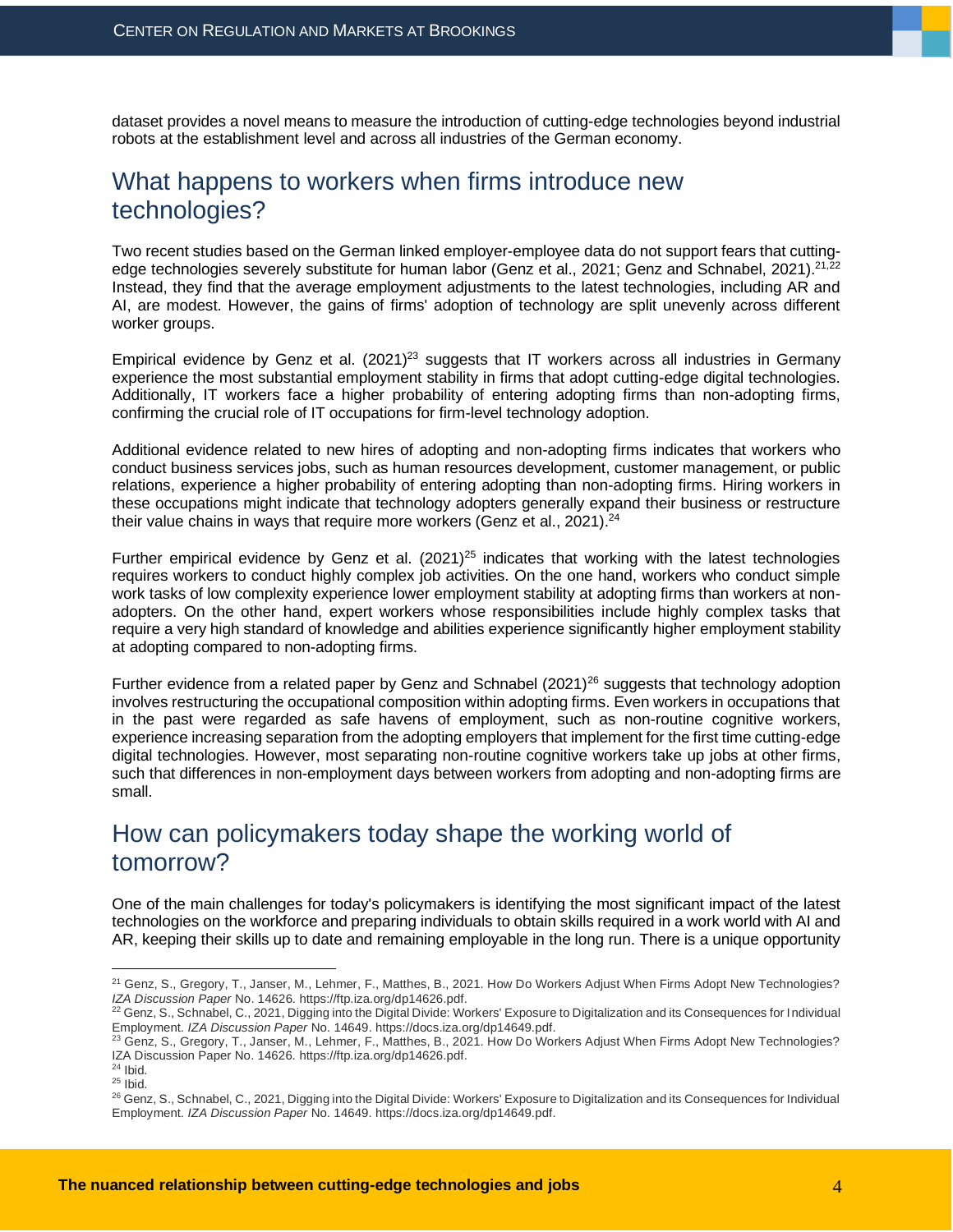dataset provides a novel means to measure the introduction of cutting-edge technologies beyond industrial robots at the establishment level and across all industries of the German economy.

## What happens to workers when firms introduce new technologies?

Two recent studies based on the German linked employer-employee data do not support fears that cutting-edge technologies severely substitute for human labor (Genz et al., 2021; Genz and Schnabel, 2021).[21,22] Instead, they find that the average employment adjustments to the latest technologies, including AR and AI, are modest. However, the gains of firms' adoption of technology are split unevenly across different worker groups.

Empirical evidence by Genz et al. (2021)[23] suggests that IT workers across all industries in Germany experience the most substantial employment stability in firms that adopt cutting-edge digital technologies. Additionally, IT workers face a higher probability of entering adopting firms than non-adopting firms, confirming the crucial role of IT occupations for firm-level technology adoption.

Additional evidence related to new hires of adopting and non-adopting firms indicates that workers who conduct business services jobs, such as human resources development, customer management, or public relations, experience a higher probability of entering adopting than non-adopting firms. Hiring workers in these occupations might indicate that technology adopters generally expand their business or restructure their value chains in ways that require more workers (Genz et al., 2021).[24]

Further empirical evidence by Genz et al. (2021)[25] indicates that working with the latest technologies requires workers to conduct highly complex job activities. On the one hand, workers who conduct simple work tasks of low complexity experience lower employment stability at adopting firms than workers at non-adopters. On the other hand, expert workers whose responsibilities include highly complex tasks that require a very high standard of knowledge and abilities experience significantly higher employment stability at adopting compared to non-adopting firms.

Further evidence from a related paper by Genz and Schnabel (2021)[26] suggests that technology adoption involves restructuring the occupational composition within adopting firms. Even workers in occupations that in the past were regarded as safe havens of employment, such as non-routine cognitive workers, experience increasing separation from the adopting employers that implement for the first time cutting-edge digital technologies. However, most separating non-routine cognitive workers take up jobs at other firms, such that differences in non-employment days between workers from adopting and non-adopting firms are small.

## How can policymakers today shape the working world of tomorrow?

One of the main challenges for today's policymakers is identifying the most significant impact of the latest technologies on the workforce and preparing individuals to obtain skills required in a work world with AI and AR, keeping their skills up to date and remaining employable in the long run. There is a unique opportunity

---

[21] Genz, S., Gregory, T., Janser, M., Lehmer, F., Matthes, B., 2021. How Do Workers Adjust When Firms Adopt New Technologies? *IZA Discussion Paper* No. 14626. https://ftp.iza.org/dp14626.pdf.

[22] Genz, S., Schnabel, C., 2021, Digging into the Digital Divide: Workers' Exposure to Digitalization and its Consequences for Individual Employment. *IZA Discussion Paper* No. 14649. https://docs.iza.org/dp14649.pdf.

[23] Genz, S., Gregory, T., Janser, M., Lehmer, F., Matthes, B., 2021. How Do Workers Adjust When Firms Adopt New Technologies? IZA Discussion Paper No. 14626. https://ftp.iza.org/dp14626.pdf.

[24] Ibid.

[25] Ibid.

[26] Genz, S., Schnabel, C., 2021, Digging into the Digital Divide: Workers' Exposure to Digitalization and its Consequences for Individual Employment. *IZA Discussion Paper* No. 14649. https://docs.iza.org/dp14649.pdf.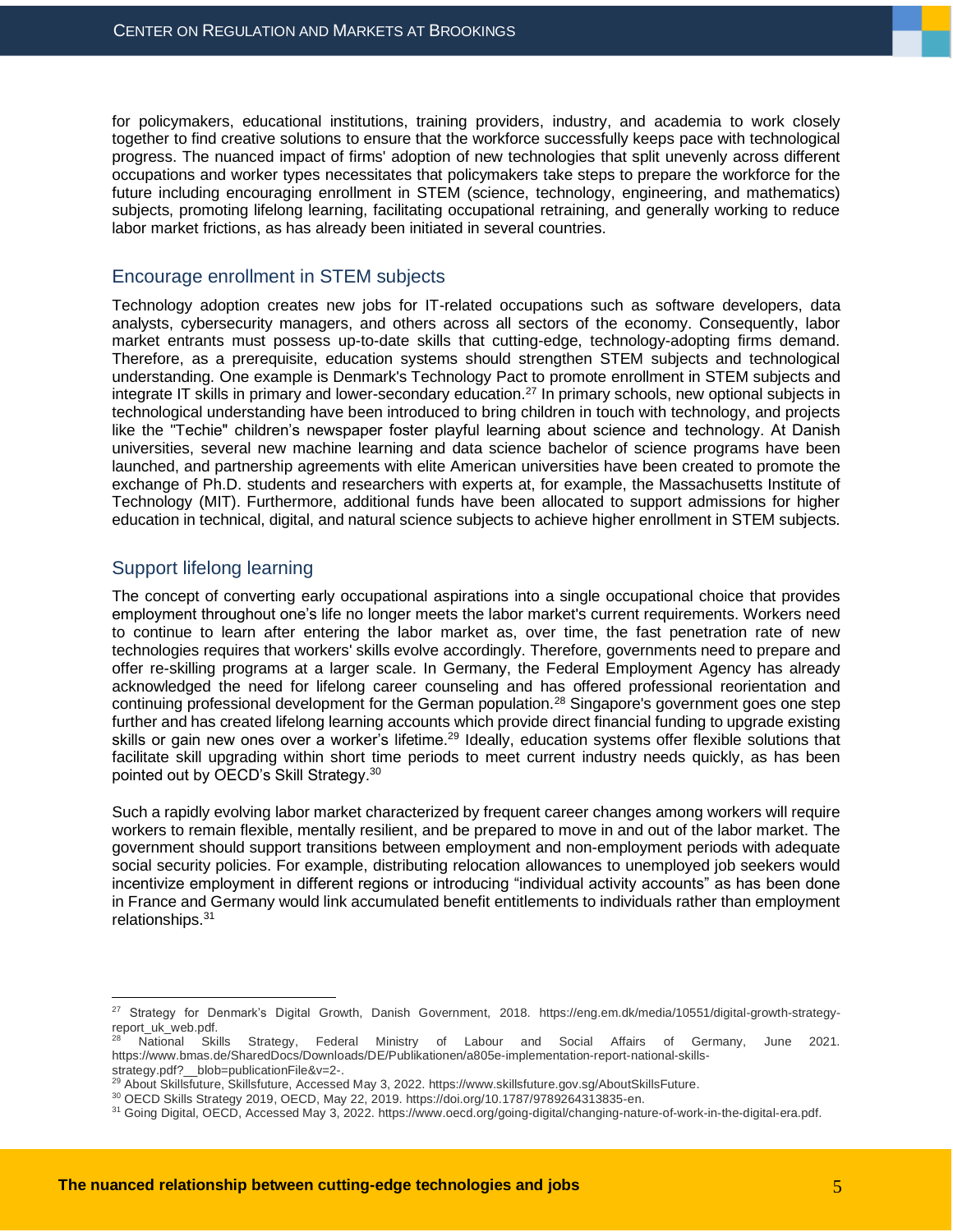for policymakers, educational institutions, training providers, industry, and academia to work closely together to find creative solutions to ensure that the workforce successfully keeps pace with technological progress. The nuanced impact of firms' adoption of new technologies that split unevenly across different occupations and worker types necessitates that policymakers take steps to prepare the workforce for the future including encouraging enrollment in STEM (science, technology, engineering, and mathematics) subjects, promoting lifelong learning, facilitating occupational retraining, and generally working to reduce labor market frictions, as has already been initiated in several countries.

## Encourage enrollment in STEM subjects

Technology adoption creates new jobs for IT-related occupations such as software developers, data analysts, cybersecurity managers, and others across all sectors of the economy. Consequently, labor market entrants must possess up-to-date skills that cutting-edge, technology-adopting firms demand. Therefore, as a prerequisite, education systems should strengthen STEM subjects and technological understanding. One example is Denmark's Technology Pact to promote enrollment in STEM subjects and integrate IT skills in primary and lower-secondary education.[27] In primary schools, new optional subjects in technological understanding have been introduced to bring children in touch with technology, and projects like the "Techie" children's newspaper foster playful learning about science and technology. At Danish universities, several new machine learning and data science bachelor of science programs have been launched, and partnership agreements with elite American universities have been created to promote the exchange of Ph.D. students and researchers with experts at, for example, the Massachusetts Institute of Technology (MIT). Furthermore, additional funds have been allocated to support admissions for higher education in technical, digital, and natural science subjects to achieve higher enrollment in STEM subjects.

## Support lifelong learning

The concept of converting early occupational aspirations into a single occupational choice that provides employment throughout one's life no longer meets the labor market's current requirements. Workers need to continue to learn after entering the labor market as, over time, the fast penetration rate of new technologies requires that workers' skills evolve accordingly. Therefore, governments need to prepare and offer re-skilling programs at a larger scale. In Germany, the Federal Employment Agency has already acknowledged the need for lifelong career counseling and has offered professional reorientation and continuing professional development for the German population.[28] Singapore's government goes one step further and has created lifelong learning accounts which provide direct financial funding to upgrade existing skills or gain new ones over a worker's lifetime.[29] Ideally, education systems offer flexible solutions that facilitate skill upgrading within short time periods to meet current industry needs quickly, as has been pointed out by OECD's Skill Strategy.[30]

Such a rapidly evolving labor market characterized by frequent career changes among workers will require workers to remain flexible, mentally resilient, and be prepared to move in and out of the labor market. The government should support transitions between employment and non-employment periods with adequate social security policies. For example, distributing relocation allowances to unemployed job seekers would incentivize employment in different regions or introducing "individual activity accounts" as has been done in France and Germany would link accumulated benefit entitlements to individuals rather than employment relationships.[31]

---

[27] Strategy for Denmark's Digital Growth, Danish Government, 2018. https://eng.em.dk/media/10551/digital-growth-strategy-report_uk_web.pdf.

[28] National Skills Strategy, Federal Ministry of Labour and Social Affairs of Germany, June 2021. https://www.bmas.de/SharedDocs/Downloads/DE/Publikationen/a805e-implementation-report-national-skills-strategy.pdf?__blob=publicationFile&v=2-.

[29] About Skillsfuture, Skillsfuture, Accessed May 3, 2022. https://www.skillsfuture.gov.sg/AboutSkillsFuture.

[30] OECD Skills Strategy 2019, OECD, May 22, 2019. https://doi.org/10.1787/9789264313835-en.

[31] Going Digital, OECD, Accessed May 3, 2022. https://www.oecd.org/going-digital/changing-nature-of-work-in-the-digital-era.pdf.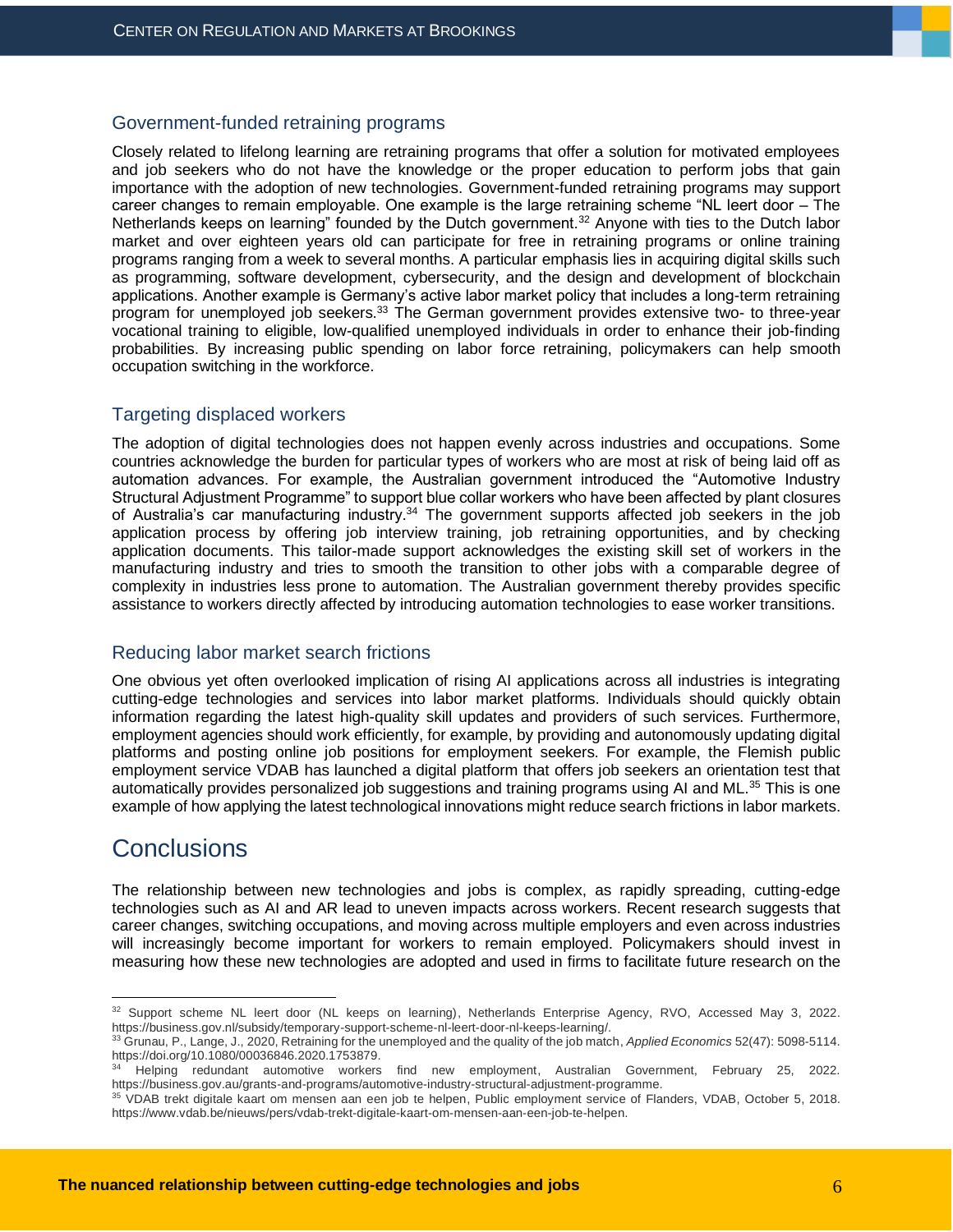### Government-funded retraining programs

Closely related to lifelong learning are retraining programs that offer a solution for motivated employees and job seekers who do not have the knowledge or the proper education to perform jobs that gain importance with the adoption of new technologies. Government-funded retraining programs may support career changes to remain employable. One example is the large retraining scheme "NL leert door – The Netherlands keeps on learning" founded by the Dutch government.[32] Anyone with ties to the Dutch labor market and over eighteen years old can participate for free in retraining programs or online training programs ranging from a week to several months. A particular emphasis lies in acquiring digital skills such as programming, software development, cybersecurity, and the design and development of blockchain applications. Another example is Germany's active labor market policy that includes a long-term retraining program for unemployed job seekers.[33] The German government provides extensive two- to three-year vocational training to eligible, low-qualified unemployed individuals in order to enhance their job-finding probabilities. By increasing public spending on labor force retraining, policymakers can help smooth occupation switching in the workforce.

### Targeting displaced workers

The adoption of digital technologies does not happen evenly across industries and occupations. Some countries acknowledge the burden for particular types of workers who are most at risk of being laid off as automation advances. For example, the Australian government introduced the "Automotive Industry Structural Adjustment Programme" to support blue collar workers who have been affected by plant closures of Australia's car manufacturing industry.[34] The government supports affected job seekers in the job application process by offering job interview training, job retraining opportunities, and by checking application documents. This tailor-made support acknowledges the existing skill set of workers in the manufacturing industry and tries to smooth the transition to other jobs with a comparable degree of complexity in industries less prone to automation. The Australian government thereby provides specific assistance to workers directly affected by introducing automation technologies to ease worker transitions.

### Reducing labor market search frictions

One obvious yet often overlooked implication of rising AI applications across all industries is integrating cutting-edge technologies and services into labor market platforms. Individuals should quickly obtain information regarding the latest high-quality skill updates and providers of such services. Furthermore, employment agencies should work efficiently, for example, by providing and autonomously updating digital platforms and posting online job positions for employment seekers. For example, the Flemish public employment service VDAB has launched a digital platform that offers job seekers an orientation test that automatically provides personalized job suggestions and training programs using AI and ML.[35] This is one example of how applying the latest technological innovations might reduce search frictions in labor markets.

## Conclusions

The relationship between new technologies and jobs is complex, as rapidly spreading, cutting-edge technologies such as AI and AR lead to uneven impacts across workers. Recent research suggests that career changes, switching occupations, and moving across multiple employers and even across industries will increasingly become important for workers to remain employed. Policymakers should invest in measuring how these new technologies are adopted and used in firms to facilitate future research on the

---

[32] Support scheme NL leert door (NL keeps on learning), Netherlands Enterprise Agency, RVO, Accessed May 3, 2022. https://business.gov.nl/subsidy/temporary-support-scheme-nl-leert-door-nl-keeps-learning/.

[33] Grunau, P., Lange, J., 2020, Retraining for the unemployed and the quality of the job match, *Applied Economics* 52(47): 5098-5114. https://doi.org/10.1080/00036846.2020.1753879.

[34] Helping redundant automotive workers find new employment, Australian Government, February 25, 2022. https://business.gov.au/grants-and-programs/automotive-industry-structural-adjustment-programme.

[35] VDAB trekt digitale kaart om mensen aan een job te helpen, Public employment service of Flanders, VDAB, October 5, 2018. https://www.vdab.be/nieuws/pers/vdab-trekt-digitale-kaart-om-mensen-aan-een-job-te-helpen.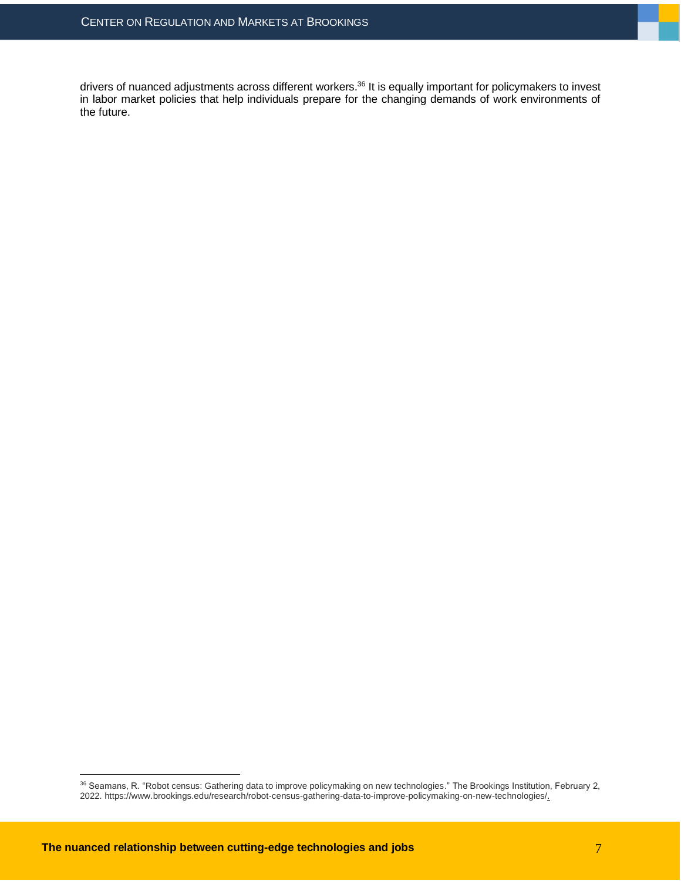drivers of nuanced adjustments across different workers.[36] It is equally important for policymakers to invest in labor market policies that help individuals prepare for the changing demands of work environments of the future.

---

[36] Seamans, R. "Robot census: Gathering data to improve policymaking on new technologies." The Brookings Institution, February 2, 2022. https://www.brookings.edu/research/robot-census-gathering-data-to-improve-policymaking-on-new-technologies/.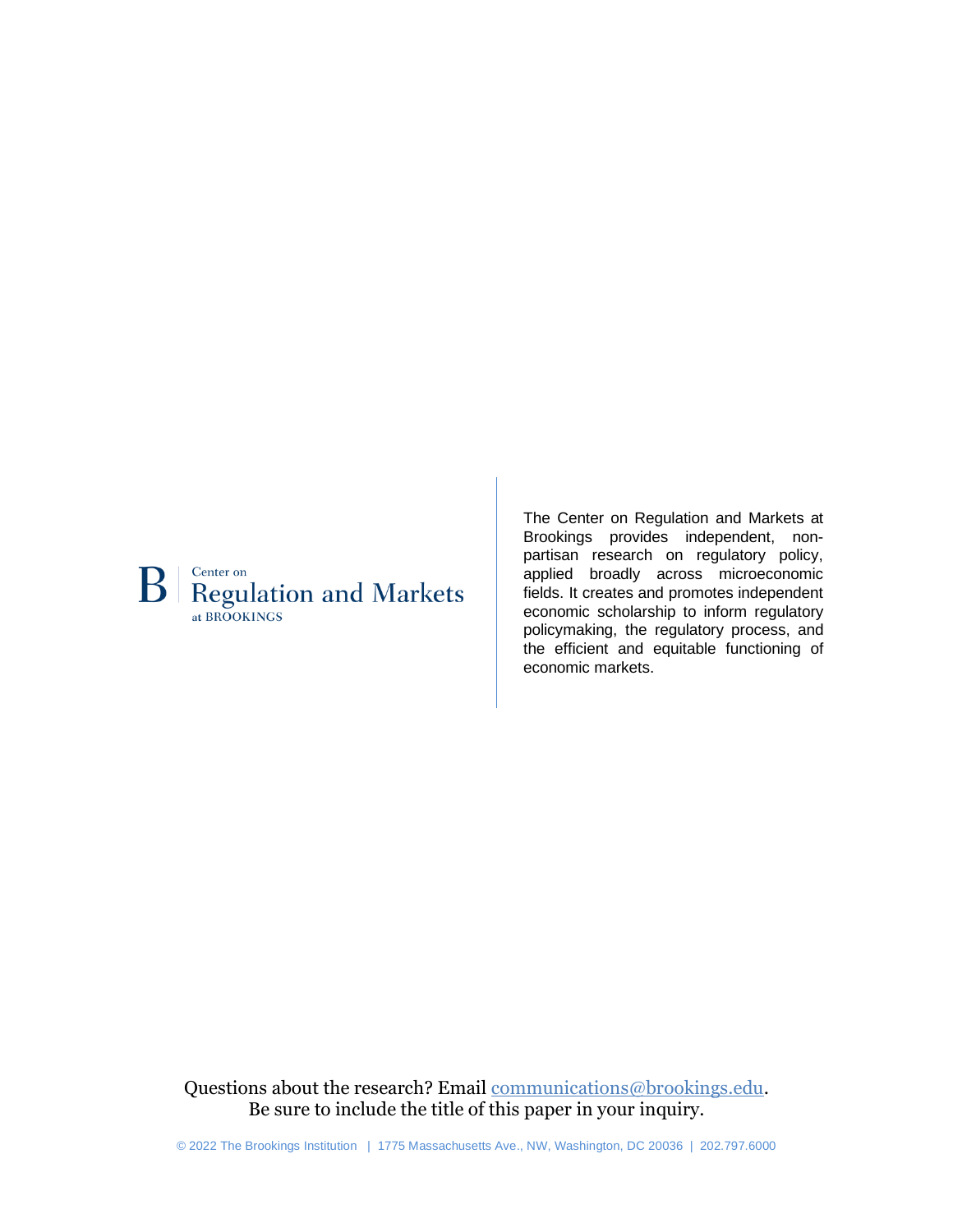B | Center on
Regulation and Markets
at BROOKINGS

The Center on Regulation and Markets at Brookings provides independent, non-partisan research on regulatory policy, applied broadly across microeconomic fields. It creates and promotes independent economic scholarship to inform regulatory policymaking, the regulatory process, and the efficient and equitable functioning of economic markets.

Questions about the research? Email communications@brookings.edu.
Be sure to include the title of this paper in your inquiry.

© 2022 The Brookings Institution | 1775 Massachusetts Ave., NW, Washington, DC 20036 | 202.797.6000